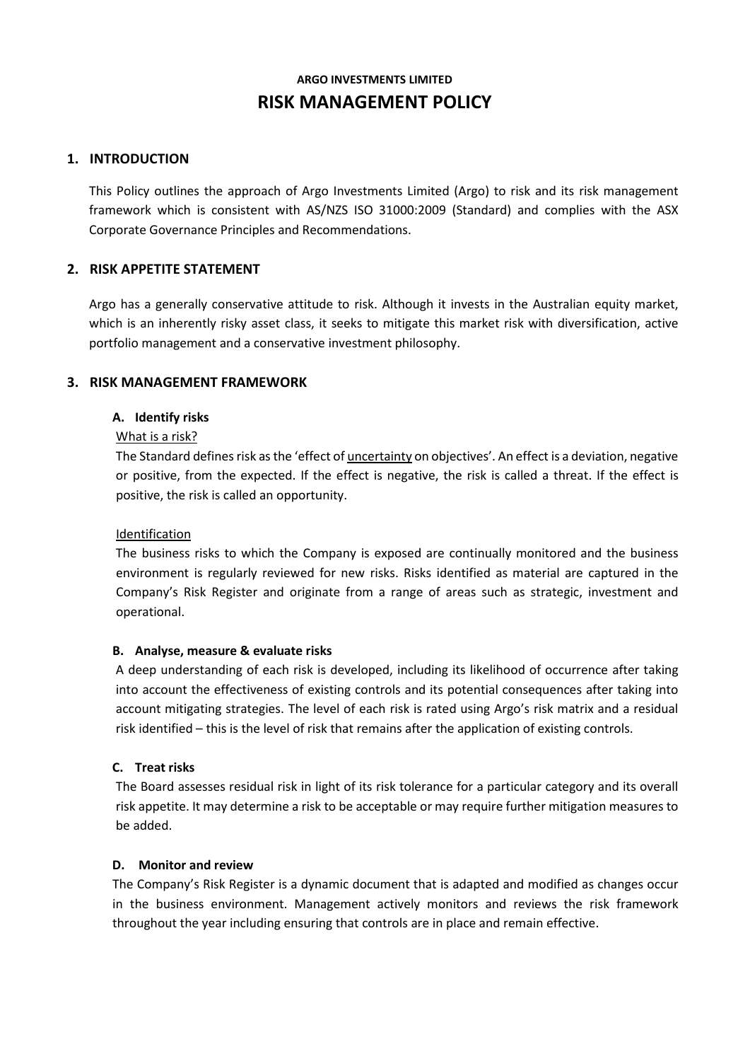**ARGO INVESTMENTS LIMITED**

# RISK MANAGEMENT POLICY

## 1. INTRODUCTION

This Policy outlines the approach of Argo Investments Limited (Argo) to risk and its risk management framework which is consistent with AS/NZS ISO 31000:2009 (Standard) and complies with the ASX Corporate Governance Principles and Recommendations.

## 2. RISK APPETITE STATEMENT

Argo has a generally conservative attitude to risk. Although it invests in the Australian equity market, which is an inherently risky asset class, it seeks to mitigate this market risk with diversification, active portfolio management and a conservative investment philosophy.

## 3. RISK MANAGEMENT FRAMEWORK

### A. Identify risks

What is a risk?

The Standard defines risk as the 'effect of uncertainty on objectives'. An effect is a deviation, negative or positive, from the expected. If the effect is negative, the risk is called a threat. If the effect is positive, the risk is called an opportunity.

Identification

The business risks to which the Company is exposed are continually monitored and the business environment is regularly reviewed for new risks. Risks identified as material are captured in the Company's Risk Register and originate from a range of areas such as strategic, investment and operational.

### B. Analyse, measure & evaluate risks

A deep understanding of each risk is developed, including its likelihood of occurrence after taking into account the effectiveness of existing controls and its potential consequences after taking into account mitigating strategies. The level of each risk is rated using Argo's risk matrix and a residual risk identified – this is the level of risk that remains after the application of existing controls.

### C. Treat risks

The Board assesses residual risk in light of its risk tolerance for a particular category and its overall risk appetite. It may determine a risk to be acceptable or may require further mitigation measures to be added.

### D. Monitor and review

The Company's Risk Register is a dynamic document that is adapted and modified as changes occur in the business environment. Management actively monitors and reviews the risk framework throughout the year including ensuring that controls are in place and remain effective.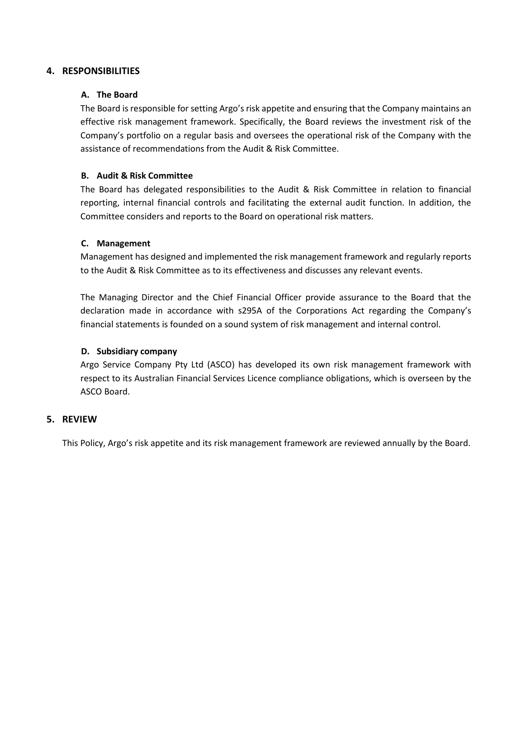## 4. RESPONSIBILITIES

### A. The Board

The Board is responsible for setting Argo's risk appetite and ensuring that the Company maintains an effective risk management framework. Specifically, the Board reviews the investment risk of the Company's portfolio on a regular basis and oversees the operational risk of the Company with the assistance of recommendations from the Audit & Risk Committee.

### B. Audit & Risk Committee

The Board has delegated responsibilities to the Audit & Risk Committee in relation to financial reporting, internal financial controls and facilitating the external audit function. In addition, the Committee considers and reports to the Board on operational risk matters.

### C. Management

Management has designed and implemented the risk management framework and regularly reports to the Audit & Risk Committee as to its effectiveness and discusses any relevant events.

The Managing Director and the Chief Financial Officer provide assurance to the Board that the declaration made in accordance with s295A of the Corporations Act regarding the Company's financial statements is founded on a sound system of risk management and internal control.

### D. Subsidiary company

Argo Service Company Pty Ltd (ASCO) has developed its own risk management framework with respect to its Australian Financial Services Licence compliance obligations, which is overseen by the ASCO Board.

## 5. REVIEW

This Policy, Argo's risk appetite and its risk management framework are reviewed annually by the Board.